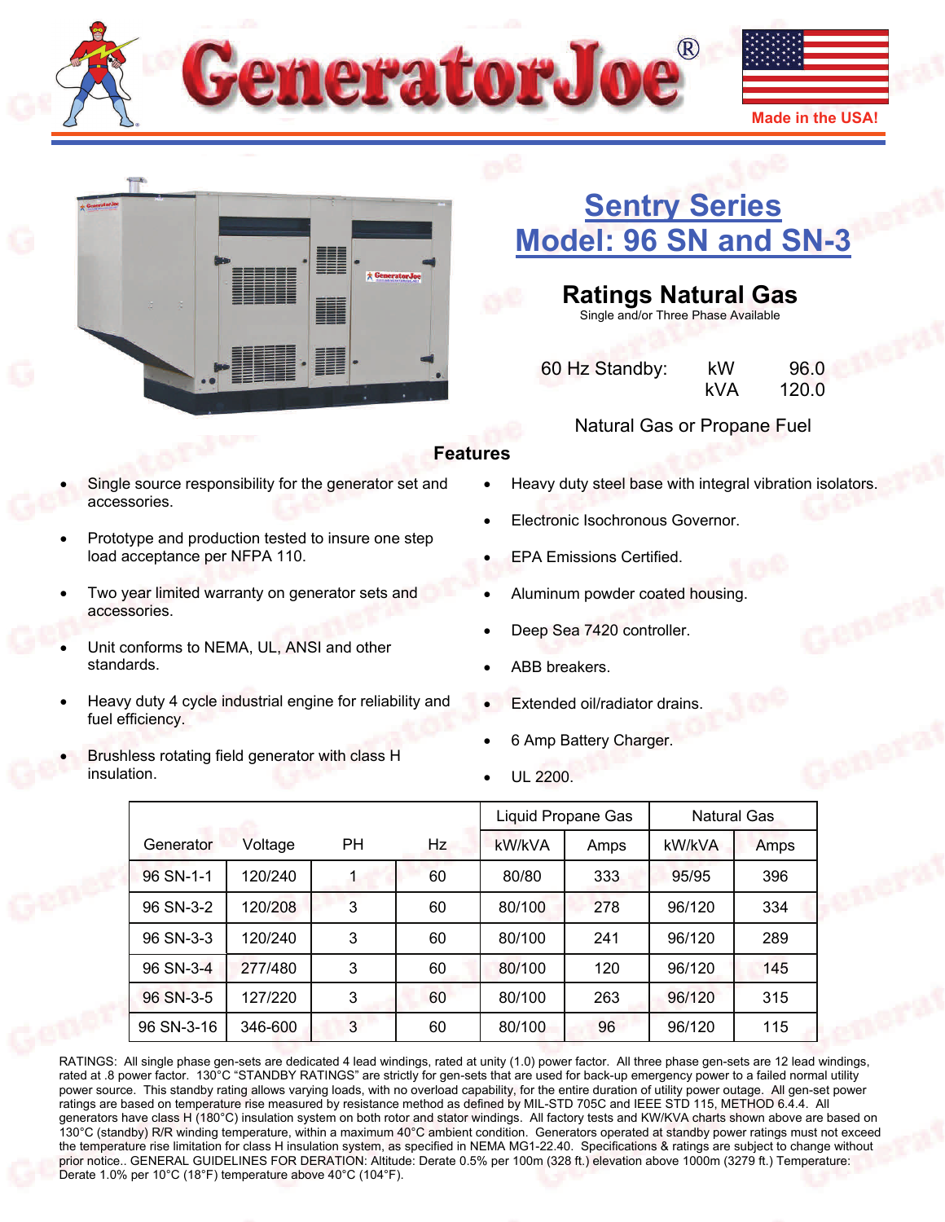# GeneratorJoe®

Made in the USA!

## Sentry Series
## Model: 96 SN and SN-3

### Ratings Natural Gas

Single and/or Three Phase Available

| 60 Hz Standby: | kW | 96.0 |
|---|---|---|
| | kVA | 120.0 |

Natural Gas or Propane Fuel

### Features

- Single source responsibility for the generator set and accessories.
- Prototype and production tested to insure one step load acceptance per NFPA 110.
- Two year limited warranty on generator sets and accessories.
- Unit conforms to NEMA, UL, ANSI and other standards.
- Heavy duty 4 cycle industrial engine for reliability and fuel efficiency.
- Brushless rotating field generator with class H insulation.
- Heavy duty steel base with integral vibration isolators.
- Electronic Isochronous Governor.
- EPA Emissions Certified.
- Aluminum powder coated housing.
- Deep Sea 7420 controller.
- ABB breakers.
- Extended oil/radiator drains.
- 6 Amp Battery Charger.
- UL 2200.

| | | | | Liquid Propane Gas | | Natural Gas | |
|---|---|---|---|---|---|---|---|
| Generator | Voltage | PH | Hz | kW/kVA | Amps | kW/kVA | Amps |
| 96 SN-1-1 | 120/240 | 1 | 60 | 80/80 | 333 | 95/95 | 396 |
| 96 SN-3-2 | 120/208 | 3 | 60 | 80/100 | 278 | 96/120 | 334 |
| 96 SN-3-3 | 120/240 | 3 | 60 | 80/100 | 241 | 96/120 | 289 |
| 96 SN-3-4 | 277/480 | 3 | 60 | 80/100 | 120 | 96/120 | 145 |
| 96 SN-3-5 | 127/220 | 3 | 60 | 80/100 | 263 | 96/120 | 315 |
| 96 SN-3-16 | 346-600 | 3 | 60 | 80/100 | 96 | 96/120 | 115 |

RATINGS: All single phase gen-sets are dedicated 4 lead windings, rated at unity (1.0) power factor. All three phase gen-sets are 12 lead windings, rated at .8 power factor. 130°C "STANDBY RATINGS" are strictly for gen-sets that are used for back-up emergency power to a failed normal utility power source. This standby rating allows varying loads, with no overload capability, for the entire duration of utility power outage. All gen-set power ratings are based on temperature rise measured by resistance method as defined by MIL-STD 705C and IEEE STD 115, METHOD 6.4.4. All generators have class H (180°C) insulation system on both rotor and stator windings. All factory tests and KW/KVA charts shown above are based on 130°C (standby) R/R winding temperature, within a maximum 40°C ambient condition. Generators operated at standby power ratings must not exceed the temperature rise limitation for class H insulation system, as specified in NEMA MG1-22.40. Specifications & ratings are subject to change without prior notice.. GENERAL GUIDELINES FOR DERATION: Altitude: Derate 0.5% per 100m (328 ft.) elevation above 1000m (3279 ft.) Temperature: Derate 1.0% per 10°C (18°F) temperature above 40°C (104°F).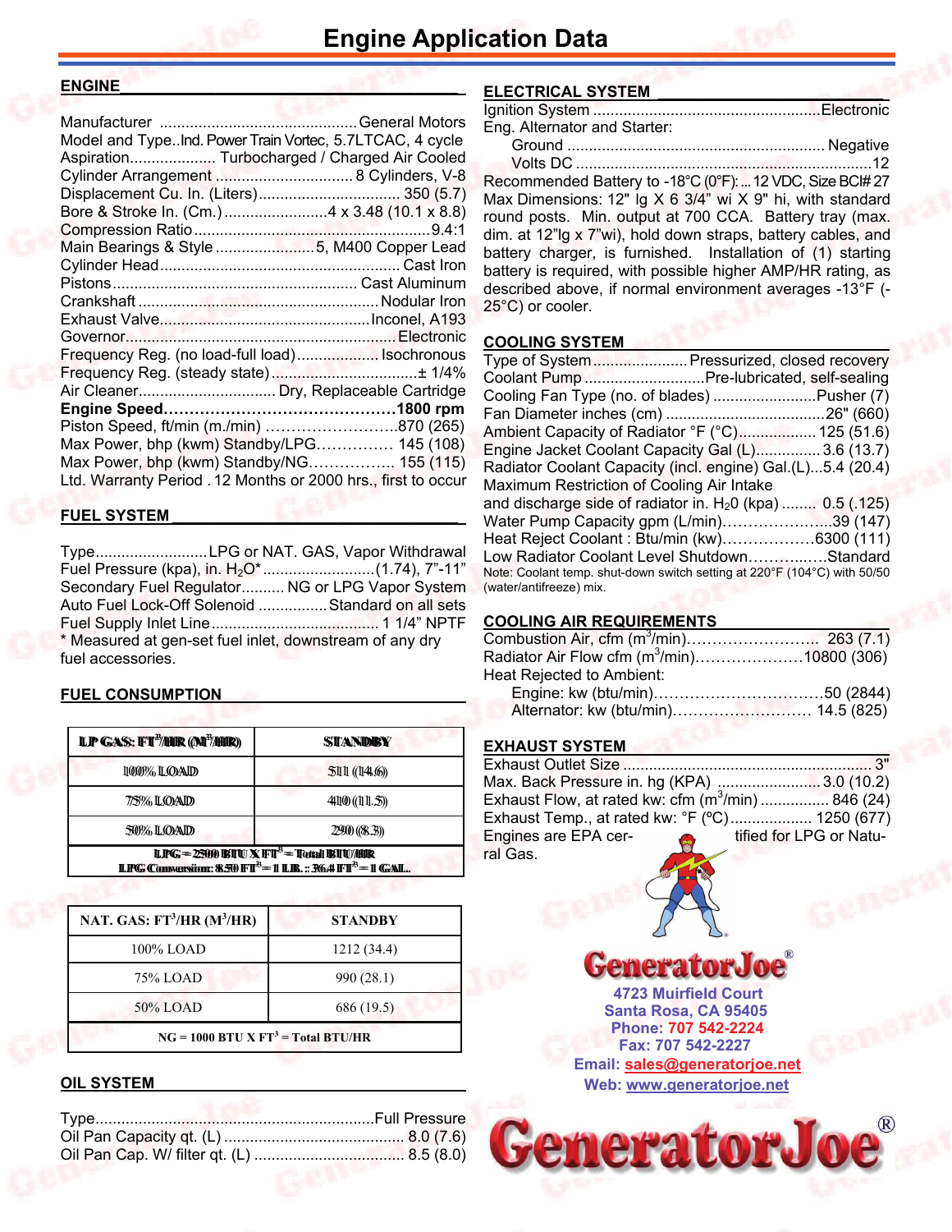# Engine Application Data

## ENGINE

Manufacturer ........................................ General Motors
Model and Type..Ind. Power Train Vortec, 5.7LTCAC, 4 cycle
Aspiration.................... Turbocharged / Charged Air Cooled
Cylinder Arrangement ................................ 8 Cylinders, V-8
Displacement Cu. In. (Liters)................................ 350 (5.7)
Bore & Stroke In. (Cm.) ........................4 x 3.48 (10.1 x 8.8)
Compression Ratio .....................................................9.4:1
Main Bearings & Style .......................5, M400 Copper Lead
Cylinder Head ....................................................... Cast Iron
Pistons ......................................................... Cast Aluminum
Crankshaft ........................................................Nodular Iron
Exhaust Valve.................................................Inconel, A193
Governor.............................................................. Electronic
Frequency Reg. (no load-full load).................. Isochronous
Frequency Reg. (steady state).................................± 1/4%
Air Cleaner................................ Dry, Replaceable Cartridge
**Engine Speed............................................1800 rpm**
Piston Speed, ft/min (m./min) ……………………..870 (265)
Max Power, bhp (kwm) Standby/LPG…………… 145 (108)
Max Power, bhp (kwm) Standby/NG…………….. 155 (115)
Ltd. Warranty Period . 12 Months or 2000 hrs., first to occur

## FUEL SYSTEM

Type..........................LPG or NAT. GAS, Vapor Withdrawal
Fuel Pressure (kpa), in. $H_2O$* ..........................(1.74), 7"-11"
Secondary Fuel Regulator.......... NG or LPG Vapor System
Auto Fuel Lock-Off Solenoid ................Standard on all sets
Fuel Supply Inlet Line....................................... 1 1/4" NPTF
* Measured at gen-set fuel inlet, downstream of any dry fuel accessories.

## FUEL CONSUMPTION

| LP GAS: FT³/HR (M³/HR) | STANDBY |
|---|---|
| 100% LOAD | 511 (14.6) |
| 75% LOAD | 410 (11.5) |
| 50% LOAD | 290 (8.3) |
| LPG = 2500 BTU X FT³ = Total BTU/HR<br>LPG Conversion: 8.50 FT³ = 1 LB. : 36.4 FT³ = 1 GAL. | |

| NAT. GAS: FT³/HR (M³/HR) | STANDBY |
|---|---|
| 100% LOAD | 1212 (34.4) |
| 75% LOAD | 990 (28.1) |
| 50% LOAD | 686 (19.5) |
| NG = 1000 BTU X FT³ = Total BTU/HR | |

## OIL SYSTEM

Type................................................................Full Pressure
Oil Pan Capacity qt. (L) ......................................... 8.0 (7.6)
Oil Pan Cap. W/ filter qt. (L) .................................. 8.5 (8.0)

## ELECTRICAL SYSTEM

Ignition System ....................................................Electronic
Eng. Alternator and Starter:
- Ground ........................................................... Negative
- Volts DC ....................................................................12

Recommended Battery to -18°C (0°F): ... 12 VDC, Size BCI# 27 Max Dimensions: 12" lg X 6 3/4" wi X 9" hi, with standard round posts. Min. output at 700 CCA. Battery tray (max. dim. at 12"lg x 7"wi), hold down straps, battery cables, and battery charger, is furnished. Installation of (1) starting battery is required, with possible higher AMP/HR rating, as described above, if normal environment averages -13°F (-25°C) or cooler.

## COOLING SYSTEM

Type of System......................Pressurized, closed recovery
Coolant Pump ...........................Pre-lubricated, self-sealing
Cooling Fan Type (no. of blades) ........................Pusher (7)
Fan Diameter inches (cm) ....................................26" (660)
Ambient Capacity of Radiator °F (°C).................. 125 (51.6)
Engine Jacket Coolant Capacity Gal (L)............... 3.6 (13.7)
Radiator Coolant Capacity (incl. engine) Gal.(L)...5.4 (20.4)
Maximum Restriction of Cooling Air Intake and discharge side of radiator in. $H_20$ (kpa) ........ 0.5 (.125)
Water Pump Capacity gpm (L/min)…………………..39 (147)
Heat Reject Coolant : Btu/min (kw)………………6300 (111)
Low Radiator Coolant Level Shutdown……….……Standard
Note: Coolant temp. shut-down switch setting at 220°F (104°C) with 50/50 (water/antifreeze) mix.

## COOLING AIR REQUIREMENTS

Combustion Air, cfm ($m^3$/min)…………………….. 263 (7.1)
Radiator Air Flow cfm ($m^3$/min)…………………10800 (306)
Heat Rejected to Ambient:
- Engine: kw (btu/min)……………………………50 (2844)
- Alternator: kw (btu/min)……………………… 14.5 (825)

## EXHAUST SYSTEM

Exhaust Outlet Size ......................................................... 3"
Max. Back Pressure in. hg (KPA) ........................ 3.0 (10.2)
Exhaust Flow, at rated kw: cfm ($m^3$/min) ................ 846 (24)
Exhaust Temp., at rated kw: °F (ºC)................... 1250 (677)
Engines are EPA certified for LPG or Natural Gas.

GeneratorJoe®
4723 Muirfield Court
Santa Rosa, CA 95405
Phone: 707 542-2224
Fax: 707 542-2227
Email: sales@generatorjoe.net
Web: www.generatorjoe.net

GeneratorJoe®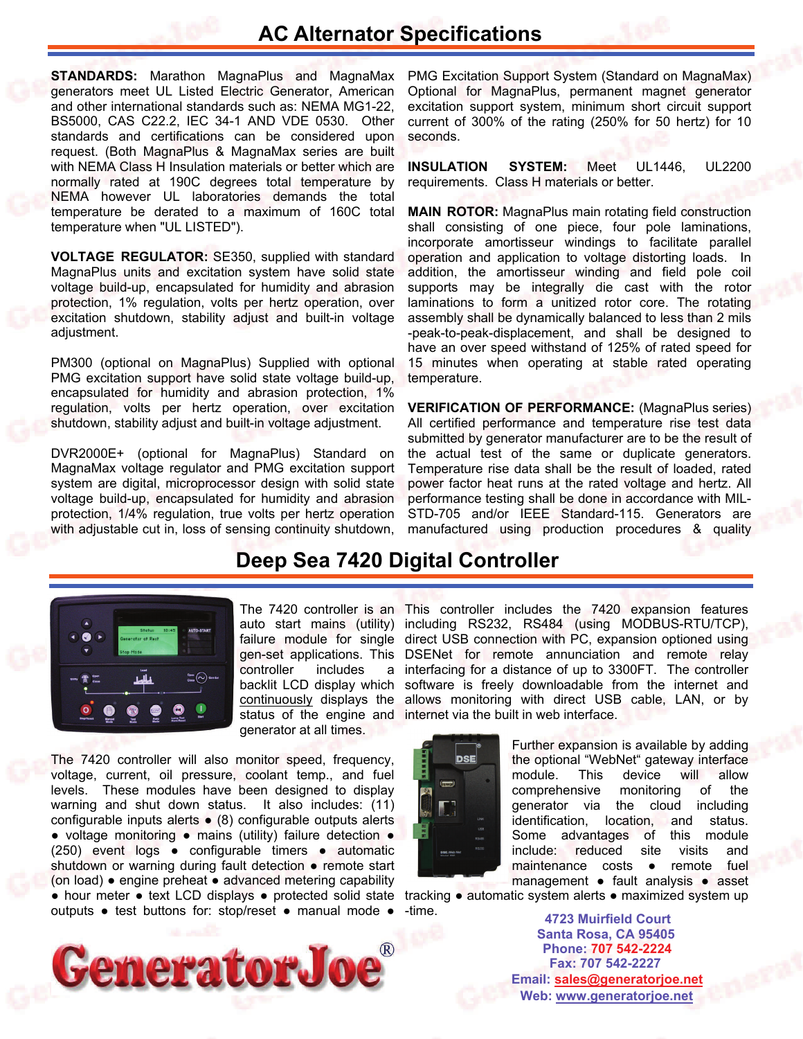# AC Alternator Specifications

**STANDARDS:** Marathon MagnaPlus and MagnaMax generators meet UL Listed Electric Generator, American and other international standards such as: NEMA MG1-22, BS5000, CAS C22.2, IEC 34-1 AND VDE 0530. Other standards and certifications can be considered upon request. (Both MagnaPlus & MagnaMax series are built with NEMA Class H Insulation materials or better which are normally rated at 190C degrees total temperature by NEMA however UL laboratories demands the total temperature be derated to a maximum of 160C total temperature when "UL LISTED").

**VOLTAGE REGULATOR:** SE350, supplied with standard MagnaPlus units and excitation system have solid state voltage build-up, encapsulated for humidity and abrasion protection, 1% regulation, volts per hertz operation, over excitation shutdown, stability adjust and built-in voltage adjustment.

PM300 (optional on MagnaPlus) Supplied with optional PMG excitation support have solid state voltage build-up, encapsulated for humidity and abrasion protection, 1% regulation, volts per hertz operation, over excitation shutdown, stability adjust and built-in voltage adjustment.

DVR2000E+ (optional for MagnaPlus) Standard on MagnaMax voltage regulator and PMG excitation support system are digital, microprocessor design with solid state voltage build-up, encapsulated for humidity and abrasion protection, 1/4% regulation, true volts per hertz operation with adjustable cut in, loss of sensing continuity shutdown, PMG Excitation Support System (Standard on MagnaMax) Optional for MagnaPlus, permanent magnet generator excitation support system, minimum short circuit support current of 300% of the rating (250% for 50 hertz) for 10 seconds.

**INSULATION SYSTEM:** Meet UL1446, UL2200 requirements. Class H materials or better.

**MAIN ROTOR:** MagnaPlus main rotating field construction shall consisting of one piece, four pole laminations, incorporate amortisseur windings to facilitate parallel operation and application to voltage distorting loads. In addition, the amortisseur winding and field pole coil supports may be integrally die cast with the rotor laminations to form a unitized rotor core. The rotating assembly shall be dynamically balanced to less than 2 mils -peak-to-peak-displacement, and shall be designed to have an over speed withstand of 125% of rated speed for 15 minutes when operating at stable rated operating temperature.

**VERIFICATION OF PERFORMANCE:** (MagnaPlus series) All certified performance and temperature rise test data submitted by generator manufacturer are to be the result of the actual test of the same or duplicate generators. Temperature rise data shall be the result of loaded, rated power factor heat runs at the rated voltage and hertz. All performance testing shall be done in accordance with MIL-STD-705 and/or IEEE Standard-115. Generators are manufactured using production procedures & quality

# Deep Sea 7420 Digital Controller

The 7420 controller is an auto start mains (utility) failure module for single gen-set applications. This controller includes a backlit LCD display which continuously displays the status of the engine and generator at all times.

The 7420 controller will also monitor speed, frequency, voltage, current, oil pressure, coolant temp., and fuel levels. These modules have been designed to display warning and shut down status. It also includes: (11) configurable inputs alerts ● (8) configurable outputs alerts ● voltage monitoring ● mains (utility) failure detection ● (250) event logs ● configurable timers ● automatic shutdown or warning during fault detection ● remote start (on load) ● engine preheat ● advanced metering capability ● hour meter ● text LCD displays ● protected solid state outputs ● test buttons for: stop/reset ● manual mode ●

This controller includes the 7420 expansion features including RS232, RS484 (using MODBUS-RTU/TCP), direct USB connection with PC, expansion optioned using DSENet for remote annunciation and remote relay interfacing for a distance of up to 3300FT. The controller software is freely downloadable from the internet and allows monitoring with direct USB cable, LAN, or by internet via the built in web interface.

Further expansion is available by adding the optional "WebNet" gateway interface module. This device will allow comprehensive monitoring of the generator via the cloud including identification, location, and status. Some advantages of this module include: reduced site visits and maintenance costs ● remote fuel management ● fault analysis ● asset tracking ● automatic system alerts ● maximized system up-time.

GeneratorJoe®

4723 Muirfield Court
Santa Rosa, CA 95405
Phone: 707 542-2224
Fax: 707 542-2227
Email: sales@generatorjoe.net
Web: www.generatorjoe.net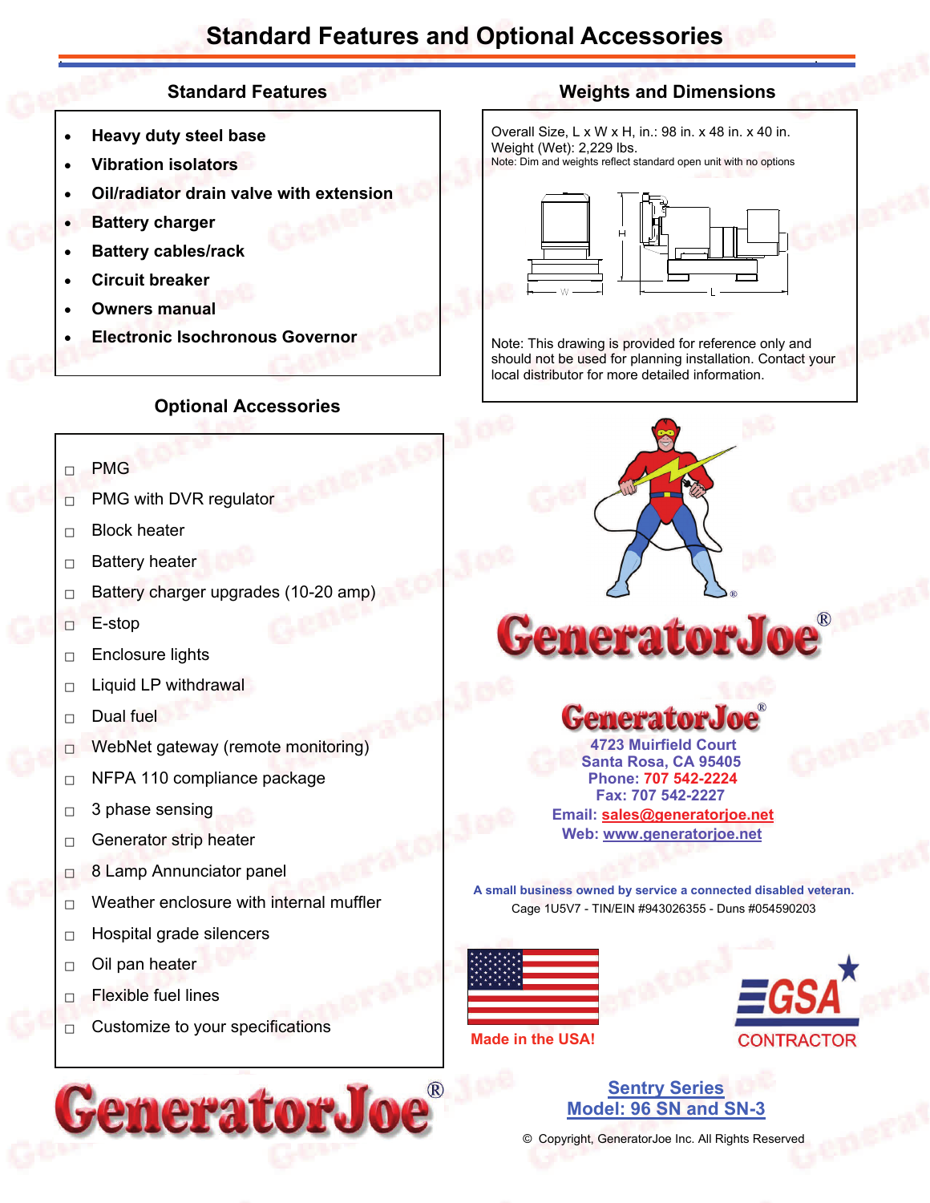# Standard Features and Optional Accessories

## Standard Features

- **Heavy duty steel base**
- **Vibration isolators**
- **Oil/radiator drain valve with extension**
- **Battery charger**
- **Battery cables/rack**
- **Circuit breaker**
- **Owners manual**
- **Electronic Isochronous Governor**

## Weights and Dimensions

Overall Size, L x W x H, in.: 98 in. x 48 in. x 40 in.
Weight (Wet): 2,229 lbs.
Note: Dim and weights reflect standard open unit with no options

W
H
L

Note: This drawing is provided for reference only and should not be used for planning installation. Contact your local distributor for more detailed information.

## Optional Accessories

- ☐ PMG
- ☐ PMG with DVR regulator
- ☐ Block heater
- ☐ Battery heater
- ☐ Battery charger upgrades (10-20 amp)
- ☐ E-stop
- ☐ Enclosure lights
- ☐ Liquid LP withdrawal
- ☐ Dual fuel
- ☐ WebNet gateway (remote monitoring)
- ☐ NFPA 110 compliance package
- ☐ 3 phase sensing
- ☐ Generator strip heater
- ☐ 8 Lamp Annunciator panel
- ☐ Weather enclosure with internal muffler
- ☐ Hospital grade silencers
- ☐ Oil pan heater
- ☐ Flexible fuel lines
- ☐ Customize to your specifications

GeneratorJoe®

GeneratorJoe®
4723 Muirfield Court
Santa Rosa, CA 95405
Phone: 707 542-2224
Fax: 707 542-2227
Email: sales@generatorjoe.net
Web: www.generatorjoe.net

A small business owned by service a connected disabled veteran.
Cage 1U5V7 - TIN/EIN #943026355 - Duns #054590203

Made in the USA!

GSA CONTRACTOR

GeneratorJoe®

Sentry Series
Model: 96 SN and SN-3

© Copyright, GeneratorJoe Inc. All Rights Reserved